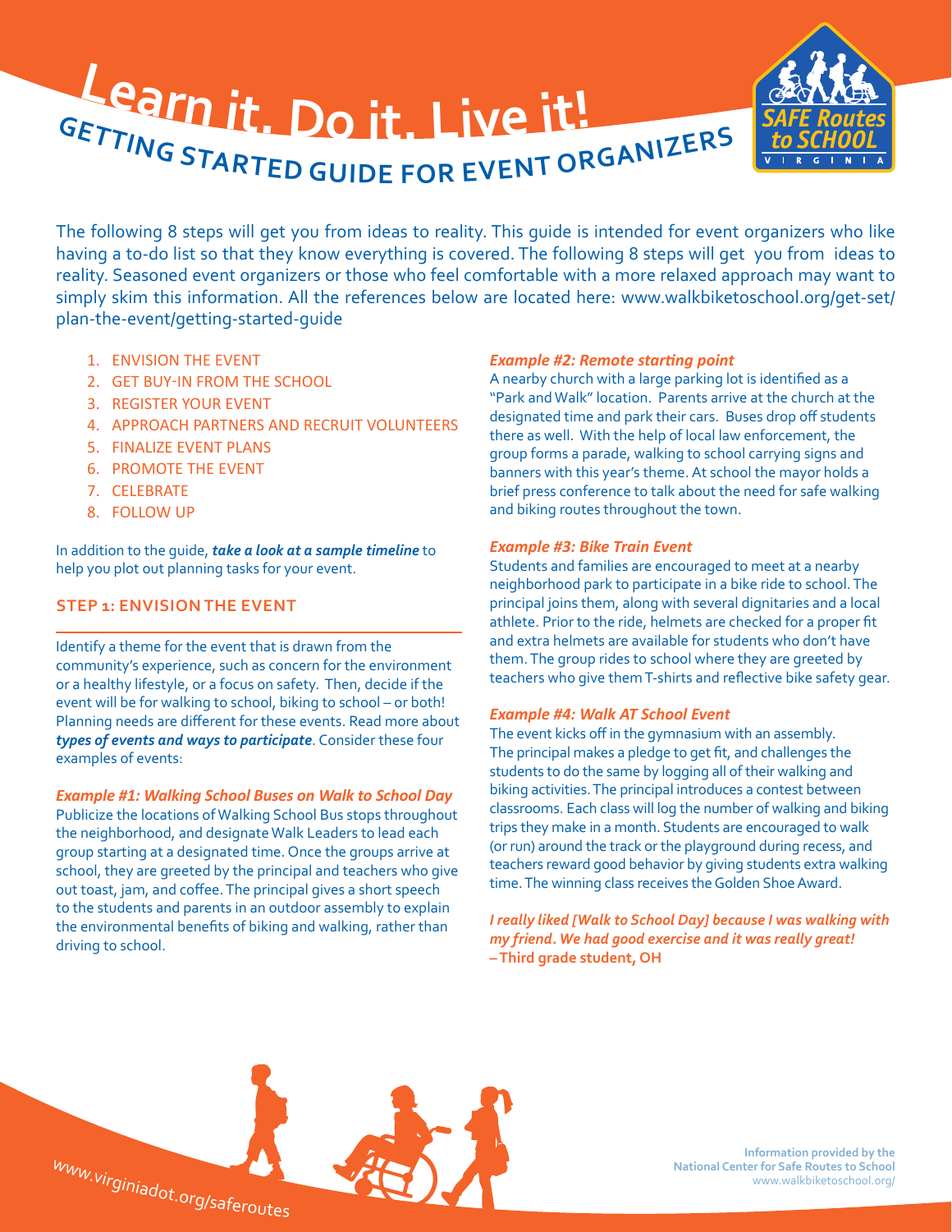# Learn it. Do it. Live it!

## GETTING STARTED GUIDE FOR EVENT ORGANIZERS

The following 8 steps will get you from ideas to reality. This guide is intended for event organizers who like having a to-do list so that they know everything is covered. The following 8 steps will get you from ideas to reality. Seasoned event organizers or those who feel comfortable with a more relaxed approach may want to simply skim this information. All the references below are located here: www.walkbiketoschool.org/get-set/plan-the-event/getting-started-guide

1. ENVISION THE EVENT
2. GET BUY-IN FROM THE SCHOOL
3. REGISTER YOUR EVENT
4. APPROACH PARTNERS AND RECRUIT VOLUNTEERS
5. FINALIZE EVENT PLANS
6. PROMOTE THE EVENT
7. CELEBRATE
8. FOLLOW UP

In addition to the guide, ***take a look at a sample timeline*** to help you plot out planning tasks for your event.

### STEP 1: ENVISION THE EVENT

Identify a theme for the event that is drawn from the community's experience, such as concern for the environment or a healthy lifestyle, or a focus on safety. Then, decide if the event will be for walking to school, biking to school – or both! Planning needs are different for these events. Read more about ***types of events and ways to participate***. Consider these four examples of events:

***Example #1: Walking School Buses on Walk to School Day***
Publicize the locations of Walking School Bus stops throughout the neighborhood, and designate Walk Leaders to lead each group starting at a designated time. Once the groups arrive at school, they are greeted by the principal and teachers who give out toast, jam, and coffee. The principal gives a short speech to the students and parents in an outdoor assembly to explain the environmental benefits of biking and walking, rather than driving to school.

***Example #2: Remote starting point***
A nearby church with a large parking lot is identified as a "Park and Walk" location. Parents arrive at the church at the designated time and park their cars. Buses drop off students there as well. With the help of local law enforcement, the group forms a parade, walking to school carrying signs and banners with this year's theme. At school the mayor holds a brief press conference to talk about the need for safe walking and biking routes throughout the town.

***Example #3: Bike Train Event***
Students and families are encouraged to meet at a nearby neighborhood park to participate in a bike ride to school. The principal joins them, along with several dignitaries and a local athlete. Prior to the ride, helmets are checked for a proper fit and extra helmets are available for students who don't have them. The group rides to school where they are greeted by teachers who give them T-shirts and reflective bike safety gear.

***Example #4: Walk AT School Event***
The event kicks off in the gymnasium with an assembly. The principal makes a pledge to get fit, and challenges the students to do the same by logging all of their walking and biking activities. The principal introduces a contest between classrooms. Each class will log the number of walking and biking trips they make in a month. Students are encouraged to walk (or run) around the track or the playground during recess, and teachers reward good behavior by giving students extra walking time. The winning class receives the Golden Shoe Award.

***I really liked [Walk to School Day] because I was walking with my friend. We had good exercise and it was really great!***
**– Third grade student, OH**

www.virginiadot.org/saferoutes

Information provided by the National Center for Safe Routes to School
www.walkbiketoschool.org/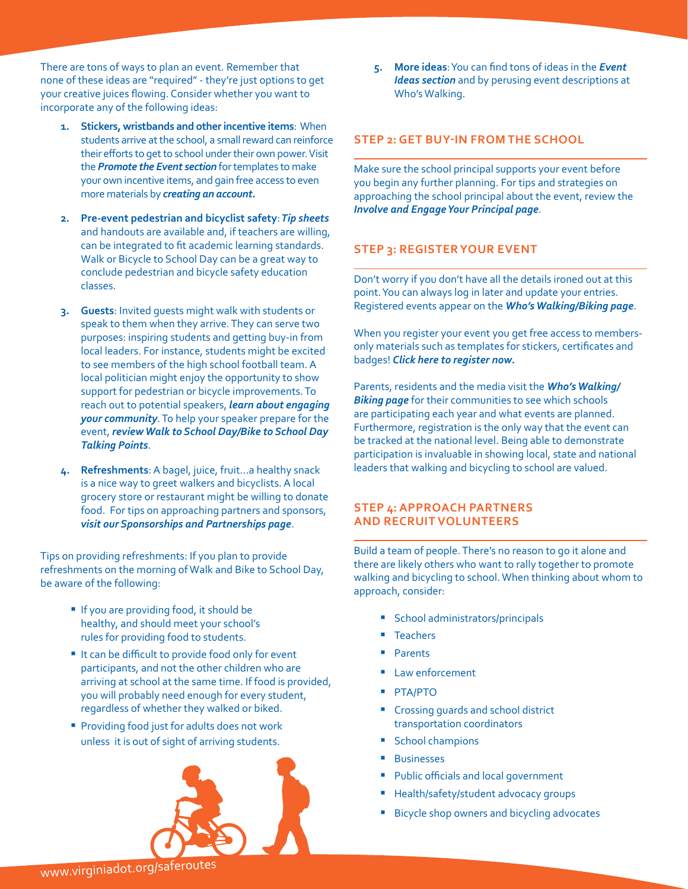There are tons of ways to plan an event. Remember that none of these ideas are "required" - they're just options to get your creative juices flowing. Consider whether you want to incorporate any of the following ideas:

1. **Stickers, wristbands and other incentive items**: When students arrive at the school, a small reward can reinforce their efforts to get to school under their own power. Visit the ***Promote the Event section*** for templates to make your own incentive items, and gain free access to even more materials by ***creating an account.***

2. **Pre-event pedestrian and bicyclist safety**: ***Tip sheets*** and handouts are available and, if teachers are willing, can be integrated to fit academic learning standards. Walk or Bicycle to School Day can be a great way to conclude pedestrian and bicycle safety education classes.

3. **Guests**: Invited guests might walk with students or speak to them when they arrive. They can serve two purposes: inspiring students and getting buy-in from local leaders. For instance, students might be excited to see members of the high school football team. A local politician might enjoy the opportunity to show support for pedestrian or bicycle improvements. To reach out to potential speakers, ***learn about engaging your community***. To help your speaker prepare for the event, ***review Walk to School Day/Bike to School Day Talking Points***.

4. **Refreshments**: A bagel, juice, fruit…a healthy snack is a nice way to greet walkers and bicyclists. A local grocery store or restaurant might be willing to donate food. For tips on approaching partners and sponsors, ***visit our Sponsorships and Partnerships page***.

Tips on providing refreshments: If you plan to provide refreshments on the morning of Walk and Bike to School Day, be aware of the following:

- If you are providing food, it should be healthy, and should meet your school's rules for providing food to students.
- It can be difficult to provide food only for event participants, and not the other children who are arriving at school at the same time. If food is provided, you will probably need enough for every student, regardless of whether they walked or biked.
- Providing food just for adults does not work unless it is out of sight of arriving students.

5. **More ideas**: You can find tons of ideas in the ***Event Ideas section*** and by perusing event descriptions at Who's Walking.

## STEP 2: GET BUY-IN FROM THE SCHOOL

Make sure the school principal supports your event before you begin any further planning. For tips and strategies on approaching the school principal about the event, review the ***Involve and Engage Your Principal page***.

## STEP 3: REGISTER YOUR EVENT

Don't worry if you don't have all the details ironed out at this point. You can always log in later and update your entries. Registered events appear on the ***Who's Walking/Biking page***.

When you register your event you get free access to members-only materials such as templates for stickers, certificates and badges! ***Click here to register now.***

Parents, residents and the media visit the ***Who's Walking/ Biking page*** for their communities to see which schools are participating each year and what events are planned. Furthermore, registration is the only way that the event can be tracked at the national level. Being able to demonstrate participation is invaluable in showing local, state and national leaders that walking and bicycling to school are valued.

## STEP 4: APPROACH PARTNERS AND RECRUIT VOLUNTEERS

Build a team of people. There's no reason to go it alone and there are likely others who want to rally together to promote walking and bicycling to school. When thinking about whom to approach, consider:

- School administrators/principals
- Teachers
- Parents
- Law enforcement
- PTA/PTO
- Crossing guards and school district transportation coordinators
- School champions
- Businesses
- Public officials and local government
- Health/safety/student advocacy groups
- Bicycle shop owners and bicycling advocates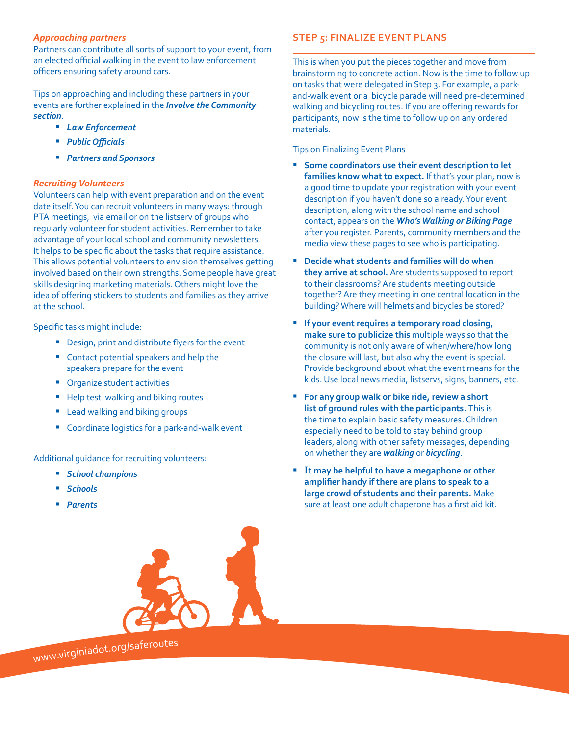### *Approaching partners*

Partners can contribute all sorts of support to your event, from an elected official walking in the event to law enforcement officers ensuring safety around cars.

Tips on approaching and including these partners in your events are further explained in the ***Involve the Community section***.

- ***Law Enforcement***
- ***Public Officials***
- ***Partners and Sponsors***

### *Recruiting Volunteers*

Volunteers can help with event preparation and on the event date itself. You can recruit volunteers in many ways: through PTA meetings, via email or on the listserv of groups who regularly volunteer for student activities. Remember to take advantage of your local school and community newsletters. It helps to be specific about the tasks that require assistance. This allows potential volunteers to envision themselves getting involved based on their own strengths. Some people have great skills designing marketing materials. Others might love the idea of offering stickers to students and families as they arrive at the school.

Specific tasks might include:

- Design, print and distribute flyers for the event
- Contact potential speakers and help the speakers prepare for the event
- Organize student activities
- Help test walking and biking routes
- Lead walking and biking groups
- Coordinate logistics for a park-and-walk event

Additional guidance for recruiting volunteers:

- ***School champions***
- ***Schools***
- ***Parents***

## STEP 5: FINALIZE EVENT PLANS

This is when you put the pieces together and move from brainstorming to concrete action. Now is the time to follow up on tasks that were delegated in Step 3. For example, a park-and-walk event or a bicycle parade will need pre-determined walking and bicycling routes. If you are offering rewards for participants, now is the time to follow up on any ordered materials.

Tips on Finalizing Event Plans

- **Some coordinators use their event description to let families know what to expect.** If that's your plan, now is a good time to update your registration with your event description if you haven't done so already. Your event description, along with the school name and school contact, appears on the ***Who's Walking or Biking Page*** after you register. Parents, community members and the media view these pages to see who is participating.
- **Decide what students and families will do when they arrive at school.** Are students supposed to report to their classrooms? Are students meeting outside together? Are they meeting in one central location in the building? Where will helmets and bicycles be stored?
- **If your event requires a temporary road closing, make sure to publicize this** multiple ways so that the community is not only aware of when/where/how long the closure will last, but also why the event is special. Provide background about what the event means for the kids. Use local news media, listservs, signs, banners, etc.
- **For any group walk or bike ride, review a short list of ground rules with the participants.** This is the time to explain basic safety measures. Children especially need to be told to stay behind group leaders, along with other safety messages, depending on whether they are ***walking*** or ***bicycling***.
- **It may be helpful to have a megaphone or other amplifier handy if there are plans to speak to a large crowd of students and their parents.** Make sure at least one adult chaperone has a first aid kit.

www.virginiadot.org/saferoutes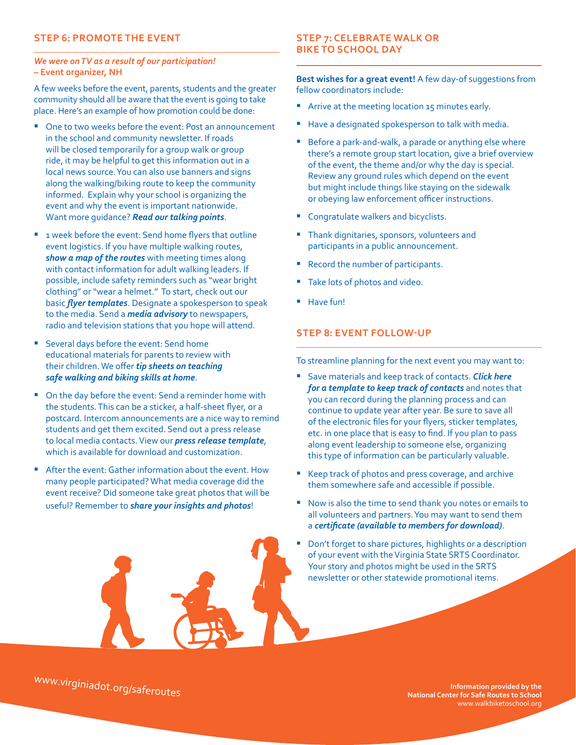## STEP 6: PROMOTE THE EVENT

***We were on TV as a result of our participation!***
**– Event organizer, NH**

A few weeks before the event, parents, students and the greater community should all be aware that the event is going to take place. Here's an example of how promotion could be done:

- One to two weeks before the event: Post an announcement in the school and community newsletter. If roads will be closed temporarily for a group walk or group ride, it may be helpful to get this information out in a local news source. You can also use banners and signs along the walking/biking route to keep the community informed. Explain why your school is organizing the event and why the event is important nationwide. Want more guidance? ***Read our talking points***.
- 1 week before the event: Send home flyers that outline event logistics. If you have multiple walking routes, ***show a map of the routes*** with meeting times along with contact information for adult walking leaders. If possible, include safety reminders such as "wear bright clothing" or "wear a helmet." To start, check out our basic ***flyer templates***. Designate a spokesperson to speak to the media. Send a ***media advisory*** to newspapers, radio and television stations that you hope will attend.
- Several days before the event: Send home educational materials for parents to review with their children. We offer ***tip sheets on teaching safe walking and biking skills at home***.
- On the day before the event: Send a reminder home with the students. This can be a sticker, a half-sheet flyer, or a postcard. Intercom announcements are a nice way to remind students and get them excited. Send out a press release to local media contacts. View our ***press release template***, which is available for download and customization.
- After the event: Gather information about the event. How many people participated? What media coverage did the event receive? Did someone take great photos that will be useful? Remember to ***share your insights and photos***!

## STEP 7: CELEBRATE WALK OR BIKE TO SCHOOL DAY

**Best wishes for a great event!** A few day-of suggestions from fellow coordinators include:

- Arrive at the meeting location 15 minutes early.
- Have a designated spokesperson to talk with media.
- Before a park-and-walk, a parade or anything else where there's a remote group start location, give a brief overview of the event, the theme and/or why the day is special. Review any ground rules which depend on the event but might include things like staying on the sidewalk or obeying law enforcement officer instructions.
- Congratulate walkers and bicyclists.
- Thank dignitaries, sponsors, volunteers and participants in a public announcement.
- Record the number of participants.
- Take lots of photos and video.
- Have fun!

## STEP 8: EVENT FOLLOW-UP

To streamline planning for the next event you may want to:

- Save materials and keep track of contacts. ***Click here for a template to keep track of contacts*** and notes that you can record during the planning process and can continue to update year after year. Be sure to save all of the electronic files for your flyers, sticker templates, etc. in one place that is easy to find. If you plan to pass along event leadership to someone else, organizing this type of information can be particularly valuable.
- Keep track of photos and press coverage, and archive them somewhere safe and accessible if possible.
- Now is also the time to send thank you notes or emails to all volunteers and partners. You may want to send them a ***certificate (available to members for download)***.
- Don't forget to share pictures, highlights or a description of your event with the Virginia State SRTS Coordinator. Your story and photos might be used in the SRTS newsletter or other statewide promotional items.

www.virginiadot.org/saferoutes

**Information provided by the**
**National Center for Safe Routes to School**
www.walkbiketoschool.org